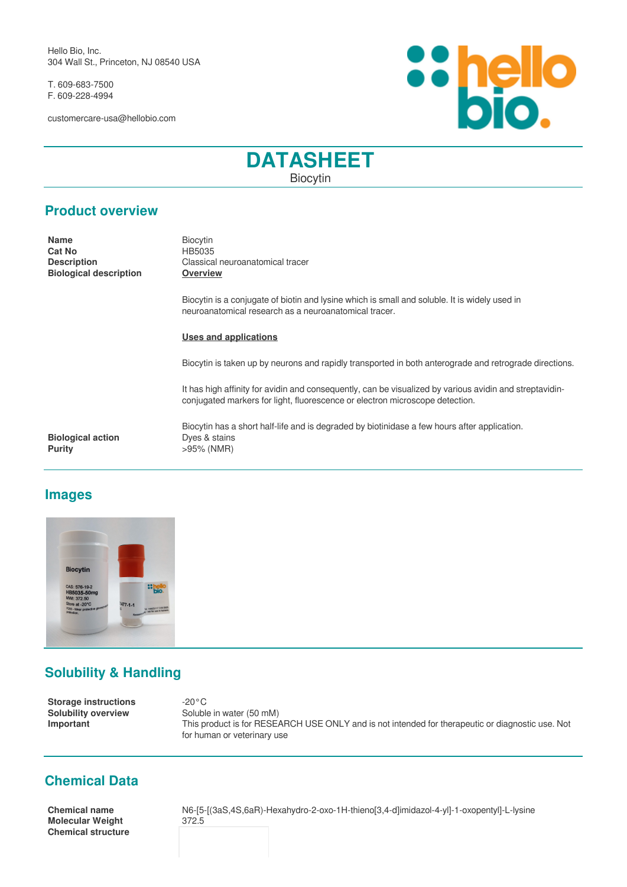Hello Bio, Inc.
304 Wall St., Princeton, NJ 08540 USA

T. 609-683-7500
F. 609-228-4994

customercare-usa@hellobio.com

# DATASHEET

Biocytin

## Product overview

**Name** Biocytin

**Cat No** HB5035

**Description** Classical neuroanatomical tracer

**Biological description**

**Overview**

Biocytin is a conjugate of biotin and lysine which is small and soluble. It is widely used in neuroanatomical research as a neuroanatomical tracer.

**Uses and applications**

Biocytin is taken up by neurons and rapidly transported in both anterograde and retrograde directions.

It has high affinity for avidin and consequently, can be visualized by various avidin and streptavidin-conjugated markers for light, fluorescence or electron microscope detection.

Biocytin has a short half-life and is degraded by biotinidase a few hours after application.

**Biological action** Dyes & stains

**Purity** >95% (NMR)

## Images

## Solubility & Handling

**Storage instructions** -20°C

**Solubility overview** Soluble in water (50 mM)

**Important** This product is for RESEARCH USE ONLY and is not intended for therapeutic or diagnostic use. Not for human or veterinary use

## Chemical Data

**Chemical name** N6-[5-[(3aS,4S,6aR)-Hexahydro-2-oxo-1H-thieno[3,4-d]imidazol-4-yl]-1-oxopentyl]-L-lysine

**Molecular Weight** 372.5

**Chemical structure**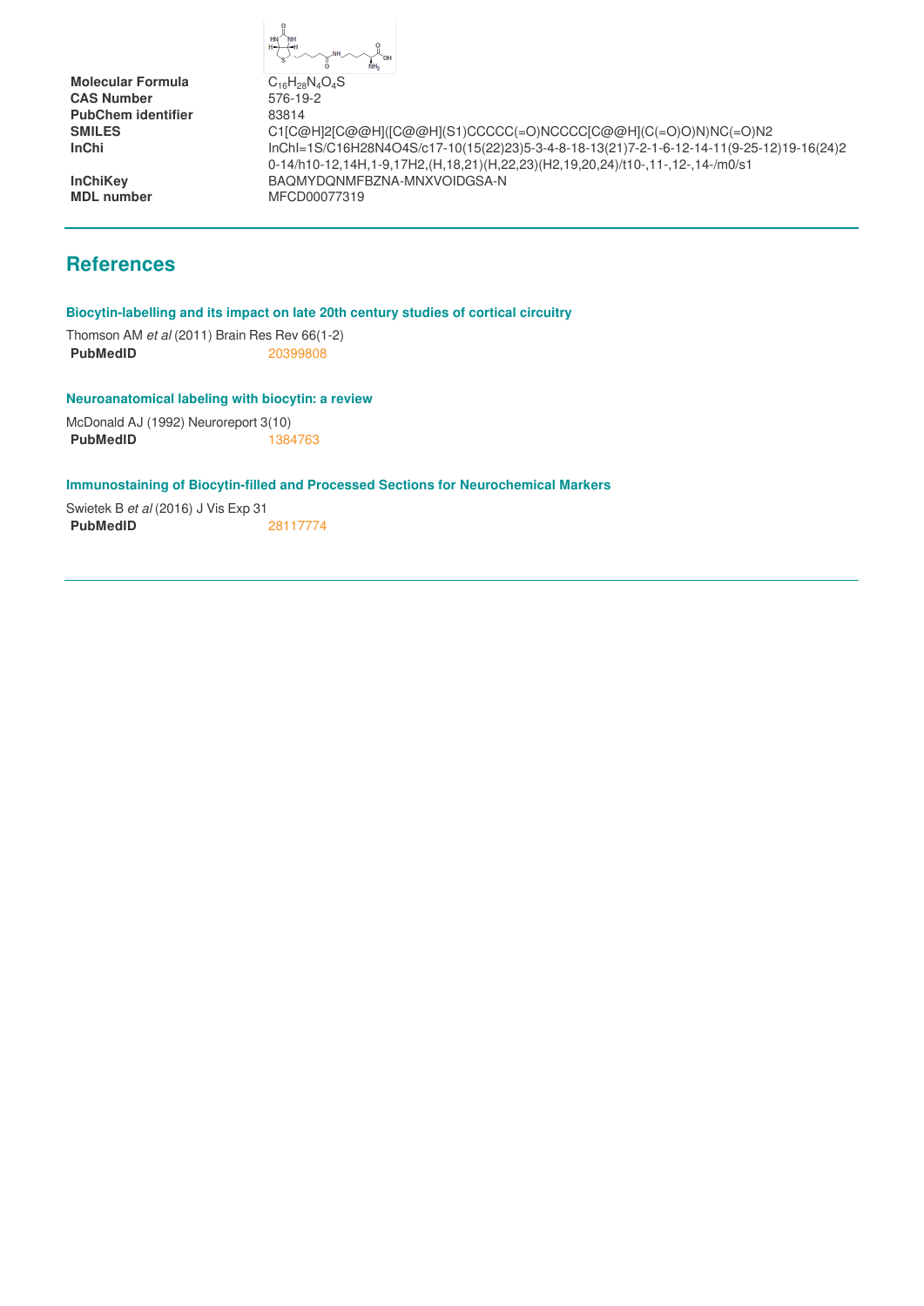| | |
|---|---|
| **Molecular Formula** | $C_{16}H_{28}N_4O_4S$ |
| **CAS Number** | 576-19-2 |
| **PubChem identifier** | 83814 |
| **SMILES** | C1[C@H]2[C@@H]([C@@H](S1)CCCCC(=O)NCCCC[C@@H](C(=O)O)N)NC(=O)N2 |
| **InChi** | InChI=1S/C16H28N4O4S/c17-10(15(22)23)5-3-4-8-18-13(21)7-2-1-6-12-14-11(9-25-12)19-16(24)20-14/h10-12,14H,1-9,17H2,(H,18,21)(H,22,23)(H2,19,20,24)/t10-,11-,12-,14-/m0/s1 |
| **InChiKey** | BAQMYDQNMFBZNA-MNXVOIDGSA-N |
| **MDL number** | MFCD00077319 |

## References

### Biocytin-labelling and its impact on late 20th century studies of cortical circuitry

Thomson AM *et al* (2011) Brain Res Rev 66(1-2)
**PubMedID** 20399808

### Neuroanatomical labeling with biocytin: a review

McDonald AJ (1992) Neuroreport 3(10)
**PubMedID** 1384763

### Immunostaining of Biocytin-filled and Processed Sections for Neurochemical Markers

Swietek B *et al* (2016) J Vis Exp 31
**PubMedID** 28117774